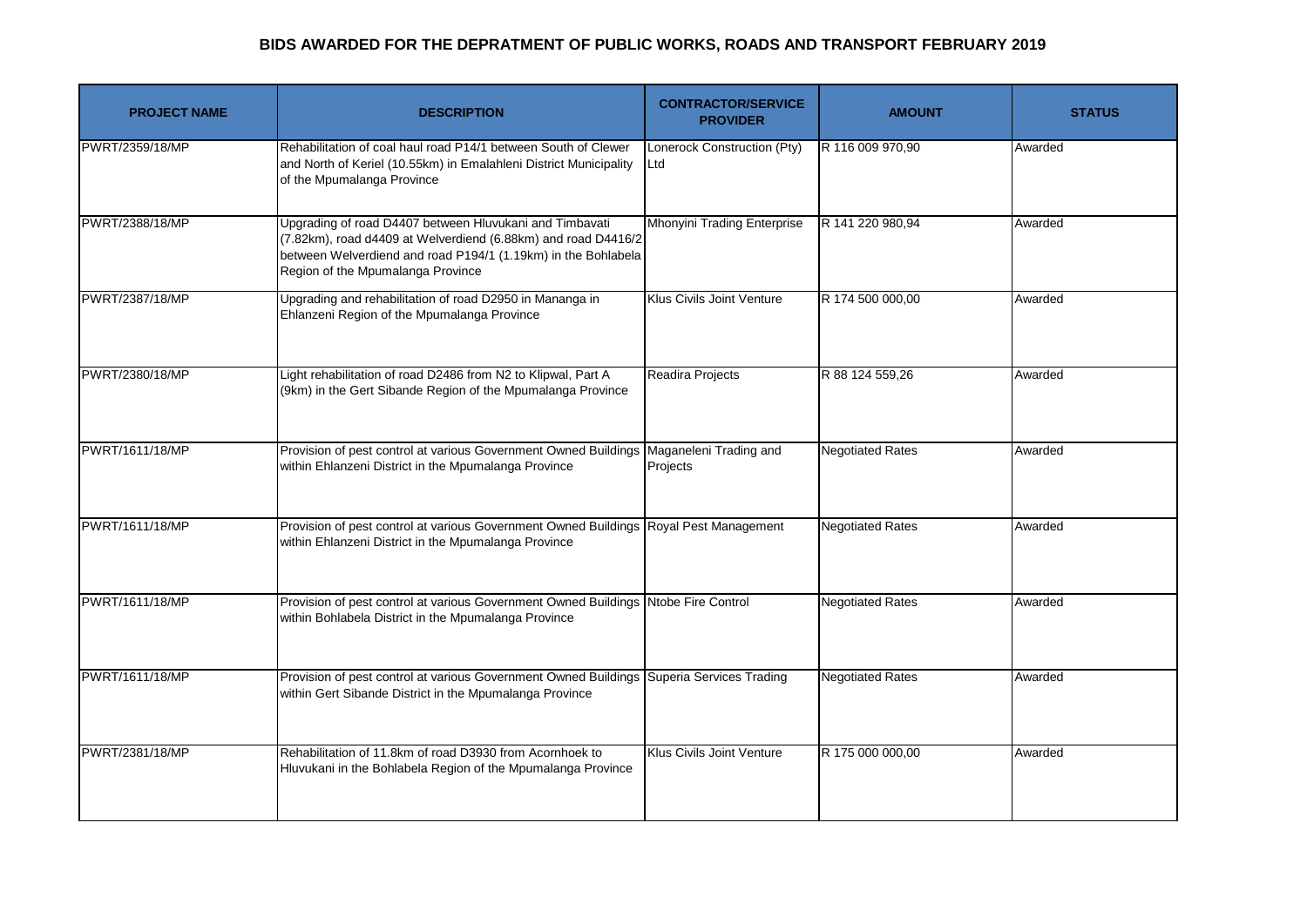# BIDS AWARDED FOR THE DEPRATMENT OF PUBLIC WORKS, ROADS AND TRANSPORT FEBRUARY 2019

| PROJECT NAME | DESCRIPTION | CONTRACTOR/SERVICE PROVIDER | AMOUNT | STATUS |
|---|---|---|---|---|
| PWRT/2359/18/MP | Rehabilitation of coal haul road P14/1 between South of Clewer and North of Keriel (10.55km) in Emalahleni District Municipality of the Mpumalanga Province | Lonerock Construction (Pty) Ltd | R 116 009 970,90 | Awarded |
| PWRT/2388/18/MP | Upgrading of road D4407 between Hluvukani and Timbavati (7.82km), road d4409 at Welverdiend (6.88km) and road D4416/2 between Welverdiend and road P194/1 (1.19km) in the Bohlabela Region of the Mpumalanga Province | Mhonyini Trading Enterprise | R 141 220 980,94 | Awarded |
| PWRT/2387/18/MP | Upgrading and rehabilitation of road D2950 in Mananga in Ehlanzeni Region of the Mpumalanga Province | Klus Civils Joint Venture | R 174 500 000,00 | Awarded |
| PWRT/2380/18/MP | Light rehabilitation of road D2486 from N2 to Klipwal, Part A (9km) in the Gert Sibande Region of the Mpumalanga Province | Readira Projects | R 88 124 559,26 | Awarded |
| PWRT/1611/18/MP | Provision of pest control at various Government Owned Buildings within Ehlanzeni District in the Mpumalanga Province | Maganeleni Trading and Projects | Negotiated Rates | Awarded |
| PWRT/1611/18/MP | Provision of pest control at various Government Owned Buildings within Ehlanzeni District in the Mpumalanga Province | Royal Pest Management | Negotiated Rates | Awarded |
| PWRT/1611/18/MP | Provision of pest control at various Government Owned Buildings within Bohlabela District in the Mpumalanga Province | Ntobe Fire Control | Negotiated Rates | Awarded |
| PWRT/1611/18/MP | Provision of pest control at various Government Owned Buildings within Gert Sibande District in the Mpumalanga Province | Superia Services Trading | Negotiated Rates | Awarded |
| PWRT/2381/18/MP | Rehabilitation of 11.8km of road D3930 from Acornhoek to Hluvukani in the Bohlabela Region of the Mpumalanga Province | Klus Civils Joint Venture | R 175 000 000,00 | Awarded |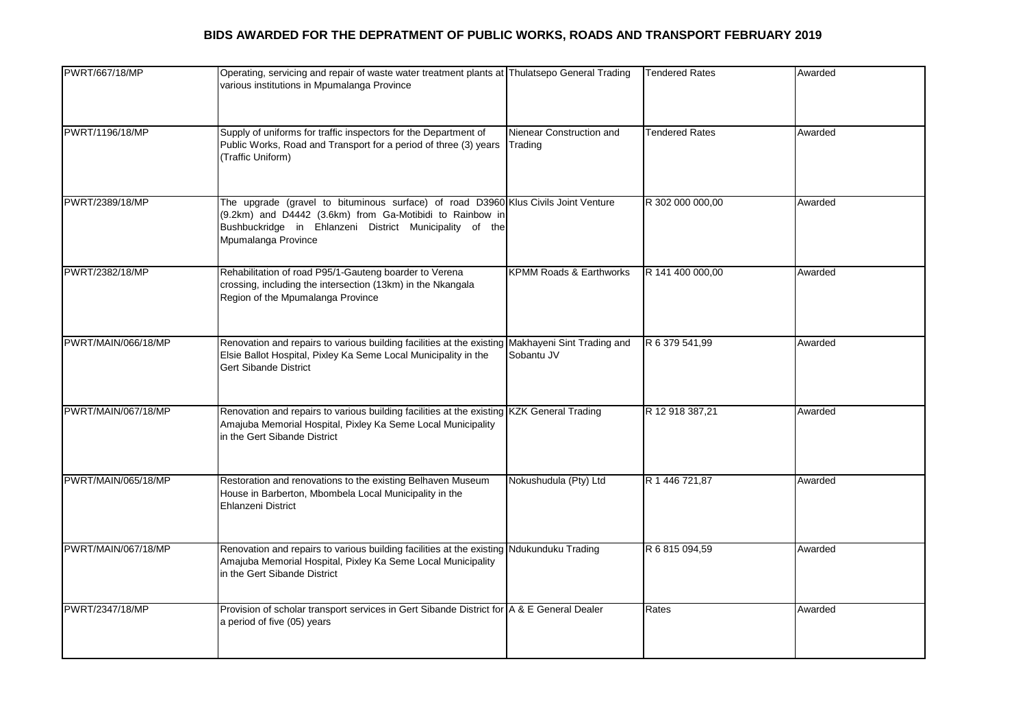# BIDS AWARDED FOR THE DEPRATMENT OF PUBLIC WORKS, ROADS AND TRANSPORT FEBRUARY 2019

| | | | | |
|---|---|---|---|---|
| PWRT/667/18/MP | Operating, servicing and repair of waste water treatment plants at various institutions in Mpumalanga Province | Thulatsepo General Trading | Tendered Rates | Awarded |
| PWRT/1196/18/MP | Supply of uniforms for traffic inspectors for the Department of Public Works, Road and Transport for a period of three (3) years (Traffic Uniform) | Nienear Construction and Trading | Tendered Rates | Awarded |
| PWRT/2389/18/MP | The upgrade (gravel to bituminous surface) of road D3960 (9.2km) and D4442 (3.6km) from Ga-Motibidi to Rainbow in Bushbuckridge in Ehlanzeni District Municipality of the Mpumalanga Province | Klus Civils Joint Venture | R 302 000 000,00 | Awarded |
| PWRT/2382/18/MP | Rehabilitation of road P95/1-Gauteng boarder to Verena crossing, including the intersection (13km) in the Nkangala Region of the Mpumalanga Province | KPMM Roads & Earthworks | R 141 400 000,00 | Awarded |
| PWRT/MAIN/066/18/MP | Renovation and repairs to various building facilities at the existing Elsie Ballot Hospital, Pixley Ka Seme Local Municipality in the Gert Sibande District | Makhayeni Sint Trading and Sobantu JV | R 6 379 541,99 | Awarded |
| PWRT/MAIN/067/18/MP | Renovation and repairs to various building facilities at the existing Amajuba Memorial Hospital, Pixley Ka Seme Local Municipality in the Gert Sibande District | KZK General Trading | R 12 918 387,21 | Awarded |
| PWRT/MAIN/065/18/MP | Restoration and renovations to the existing Belhaven Museum House in Barberton, Mbombela Local Municipality in the Ehlanzeni District | Nokushudula (Pty) Ltd | R 1 446 721,87 | Awarded |
| PWRT/MAIN/067/18/MP | Renovation and repairs to various building facilities at the existing Amajuba Memorial Hospital, Pixley Ka Seme Local Municipality in the Gert Sibande District | Ndukunduku Trading | R 6 815 094,59 | Awarded |
| PWRT/2347/18/MP | Provision of scholar transport services in Gert Sibande District for a period of five (05) years | A & E General Dealer | Rates | Awarded |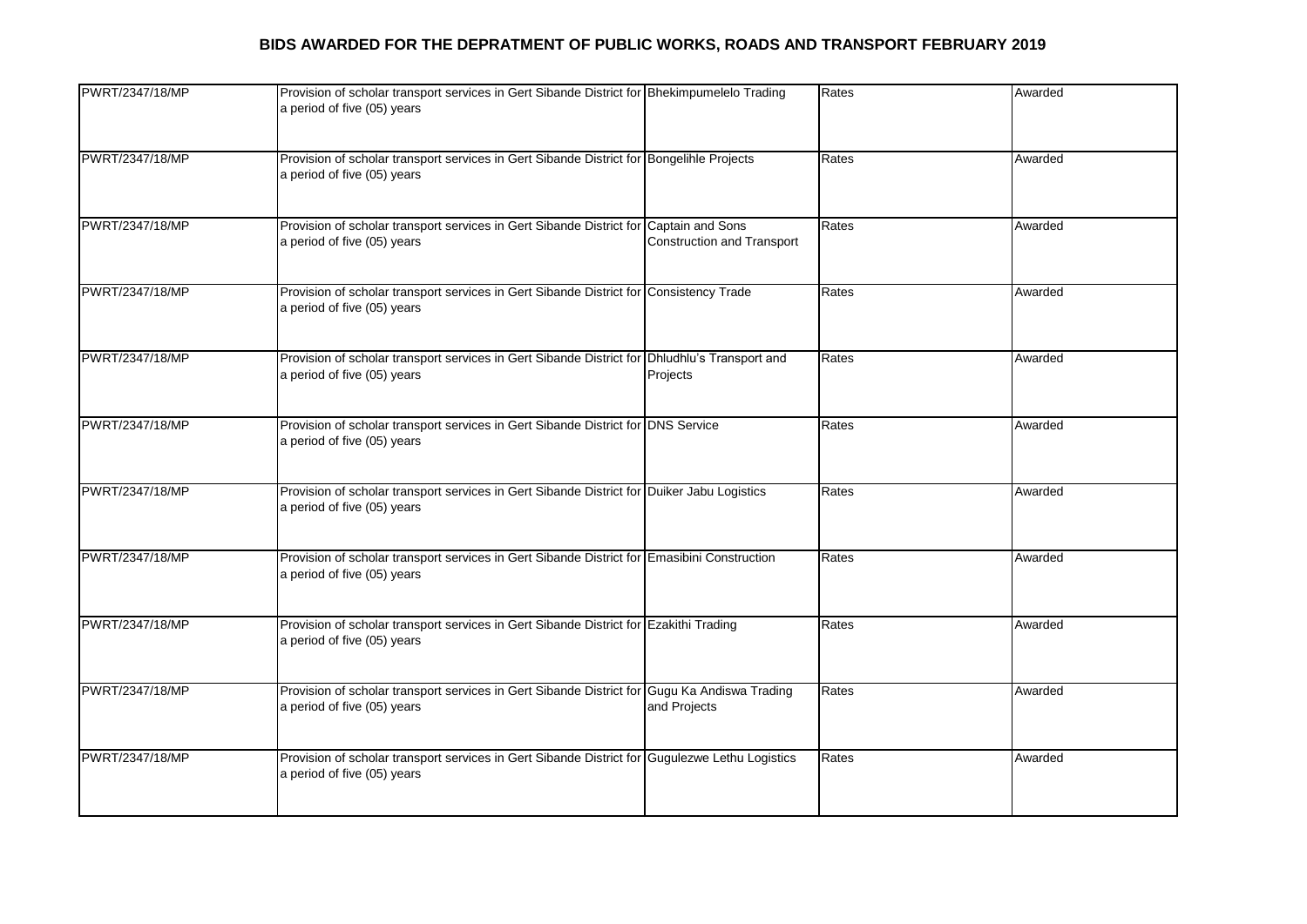## BIDS AWARDED FOR THE DEPRATMENT OF PUBLIC WORKS, ROADS AND TRANSPORT FEBRUARY 2019

| | | | | |
|---|---|---|---|---|
| PWRT/2347/18/MP | Provision of scholar transport services in Gert Sibande District for a period of five (05) years | Bhekimpumelelo Trading | Rates | Awarded |
| PWRT/2347/18/MP | Provision of scholar transport services in Gert Sibande District for a period of five (05) years | Bongelihle Projects | Rates | Awarded |
| PWRT/2347/18/MP | Provision of scholar transport services in Gert Sibande District for a period of five (05) years | Captain and Sons Construction and Transport | Rates | Awarded |
| PWRT/2347/18/MP | Provision of scholar transport services in Gert Sibande District for a period of five (05) years | Consistency Trade | Rates | Awarded |
| PWRT/2347/18/MP | Provision of scholar transport services in Gert Sibande District for a period of five (05) years | Dhludhlu's Transport and Projects | Rates | Awarded |
| PWRT/2347/18/MP | Provision of scholar transport services in Gert Sibande District for a period of five (05) years | DNS Service | Rates | Awarded |
| PWRT/2347/18/MP | Provision of scholar transport services in Gert Sibande District for a period of five (05) years | Duiker Jabu Logistics | Rates | Awarded |
| PWRT/2347/18/MP | Provision of scholar transport services in Gert Sibande District for a period of five (05) years | Emasibini Construction | Rates | Awarded |
| PWRT/2347/18/MP | Provision of scholar transport services in Gert Sibande District for a period of five (05) years | Ezakithi Trading | Rates | Awarded |
| PWRT/2347/18/MP | Provision of scholar transport services in Gert Sibande District for a period of five (05) years | Gugu Ka Andiswa Trading and Projects | Rates | Awarded |
| PWRT/2347/18/MP | Provision of scholar transport services in Gert Sibande District for a period of five (05) years | Gugulezwe Lethu Logistics | Rates | Awarded |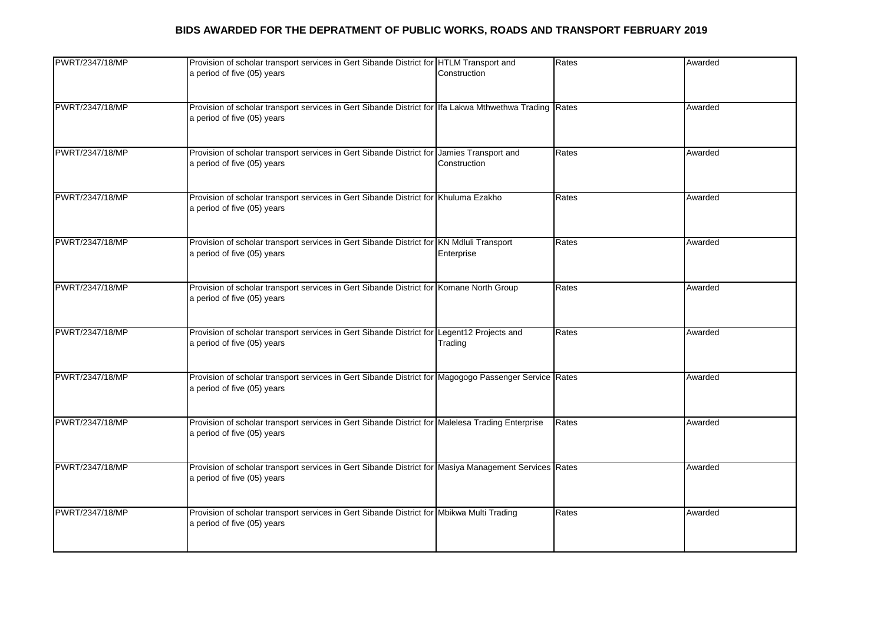**BIDS AWARDED FOR THE DEPRATMENT OF PUBLIC WORKS, ROADS AND TRANSPORT FEBRUARY 2019**

| | | | | |
|---|---|---|---|---|
| PWRT/2347/18/MP | Provision of scholar transport services in Gert Sibande District for a period of five (05) years | HTLM Transport and Construction | Rates | Awarded |
| PWRT/2347/18/MP | Provision of scholar transport services in Gert Sibande District for a period of five (05) years | Ifa Lakwa Mthwethwa Trading | Rates | Awarded |
| PWRT/2347/18/MP | Provision of scholar transport services in Gert Sibande District for a period of five (05) years | Jamies Transport and Construction | Rates | Awarded |
| PWRT/2347/18/MP | Provision of scholar transport services in Gert Sibande District for a period of five (05) years | Khuluma Ezakho | Rates | Awarded |
| PWRT/2347/18/MP | Provision of scholar transport services in Gert Sibande District for a period of five (05) years | KN Mdluli Transport Enterprise | Rates | Awarded |
| PWRT/2347/18/MP | Provision of scholar transport services in Gert Sibande District for a period of five (05) years | Komane North Group | Rates | Awarded |
| PWRT/2347/18/MP | Provision of scholar transport services in Gert Sibande District for a period of five (05) years | Legent12 Projects and Trading | Rates | Awarded |
| PWRT/2347/18/MP | Provision of scholar transport services in Gert Sibande District for a period of five (05) years | Magogogo Passenger Service | Rates | Awarded |
| PWRT/2347/18/MP | Provision of scholar transport services in Gert Sibande District for a period of five (05) years | Malelesa Trading Enterprise | Rates | Awarded |
| PWRT/2347/18/MP | Provision of scholar transport services in Gert Sibande District for a period of five (05) years | Masiya Management Services | Rates | Awarded |
| PWRT/2347/18/MP | Provision of scholar transport services in Gert Sibande District for a period of five (05) years | Mbikwa Multi Trading | Rates | Awarded |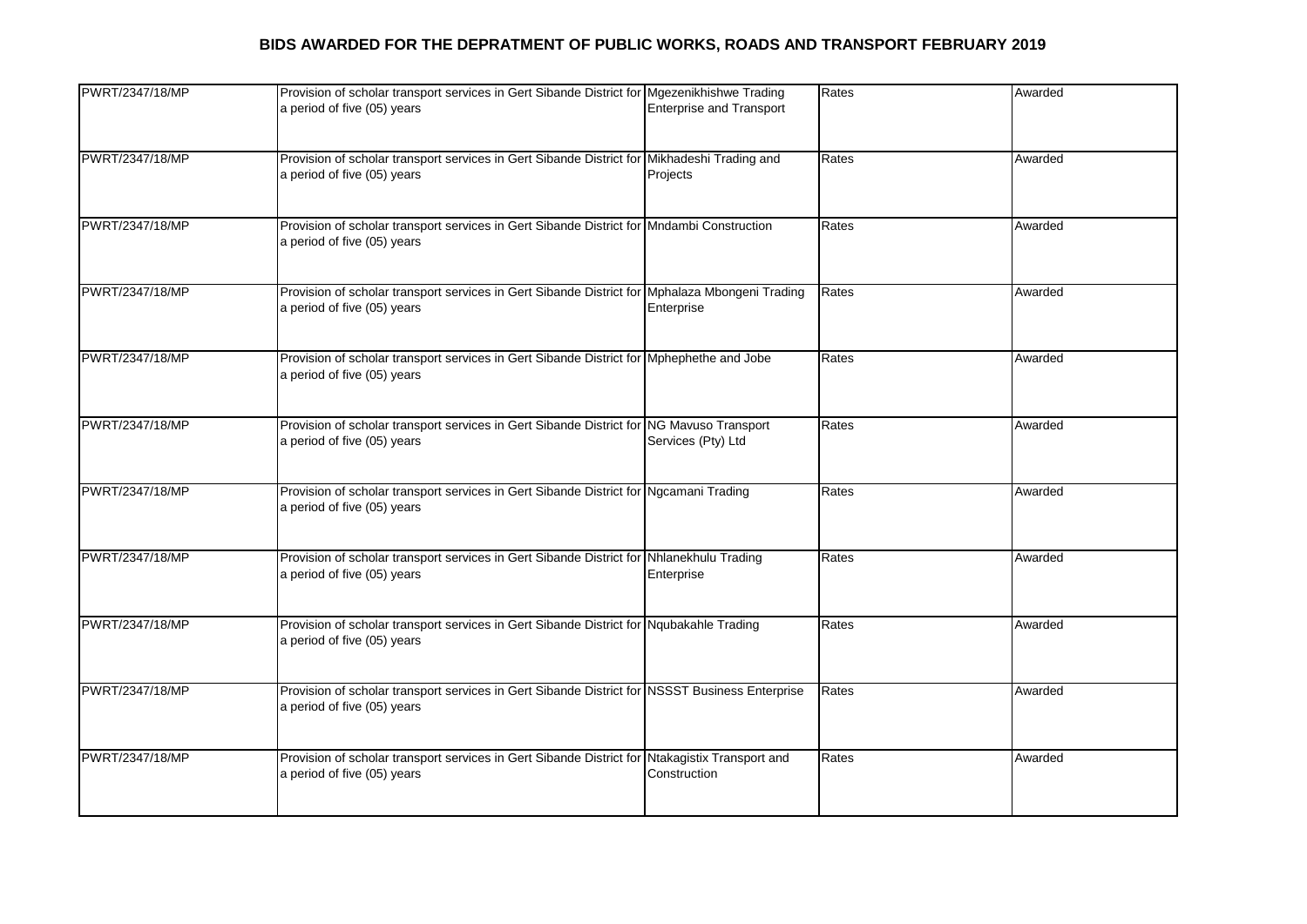## BIDS AWARDED FOR THE DEPRATMENT OF PUBLIC WORKS, ROADS AND TRANSPORT FEBRUARY 2019

| | | | | |
|---|---|---|---|---|
| PWRT/2347/18/MP | Provision of scholar transport services in Gert Sibande District for a period of five (05) years | Mgezenikhishwe Trading Enterprise and Transport | Rates | Awarded |
| PWRT/2347/18/MP | Provision of scholar transport services in Gert Sibande District for a period of five (05) years | Mikhadeshi Trading and Projects | Rates | Awarded |
| PWRT/2347/18/MP | Provision of scholar transport services in Gert Sibande District for a period of five (05) years | Mndambi Construction | Rates | Awarded |
| PWRT/2347/18/MP | Provision of scholar transport services in Gert Sibande District for a period of five (05) years | Mphalaza Mbongeni Trading Enterprise | Rates | Awarded |
| PWRT/2347/18/MP | Provision of scholar transport services in Gert Sibande District for a period of five (05) years | Mphephethe and Jobe | Rates | Awarded |
| PWRT/2347/18/MP | Provision of scholar transport services in Gert Sibande District for a period of five (05) years | NG Mavuso Transport Services (Pty) Ltd | Rates | Awarded |
| PWRT/2347/18/MP | Provision of scholar transport services in Gert Sibande District for a period of five (05) years | Ngcamani Trading | Rates | Awarded |
| PWRT/2347/18/MP | Provision of scholar transport services in Gert Sibande District for a period of five (05) years | Nhlanekhulu Trading Enterprise | Rates | Awarded |
| PWRT/2347/18/MP | Provision of scholar transport services in Gert Sibande District for a period of five (05) years | Nqubakahle Trading | Rates | Awarded |
| PWRT/2347/18/MP | Provision of scholar transport services in Gert Sibande District for a period of five (05) years | NSSST Business Enterprise | Rates | Awarded |
| PWRT/2347/18/MP | Provision of scholar transport services in Gert Sibande District for a period of five (05) years | Ntakagistix Transport and Construction | Rates | Awarded |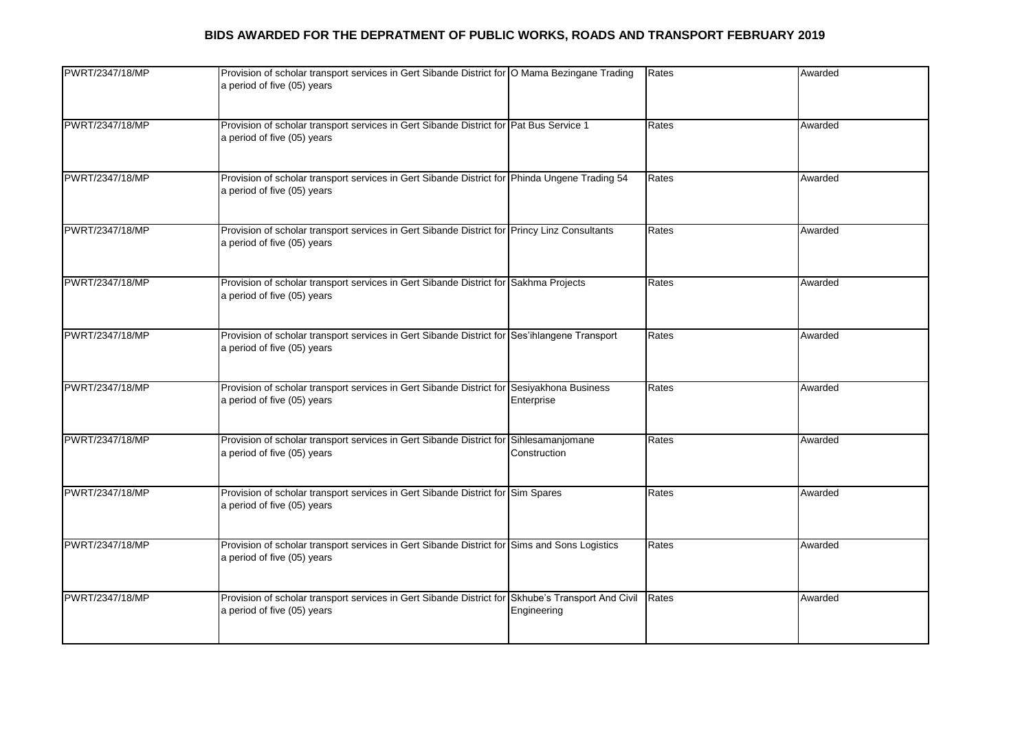# BIDS AWARDED FOR THE DEPRATMENT OF PUBLIC WORKS, ROADS AND TRANSPORT FEBRUARY 2019

| | | | | |
|---|---|---|---|---|
| PWRT/2347/18/MP | Provision of scholar transport services in Gert Sibande District for a period of five (05) years | O Mama Bezingane Trading | Rates | Awarded |
| PWRT/2347/18/MP | Provision of scholar transport services in Gert Sibande District for a period of five (05) years | Pat Bus Service 1 | Rates | Awarded |
| PWRT/2347/18/MP | Provision of scholar transport services in Gert Sibande District for a period of five (05) years | Phinda Ungene Trading 54 | Rates | Awarded |
| PWRT/2347/18/MP | Provision of scholar transport services in Gert Sibande District for a period of five (05) years | Princy Linz Consultants | Rates | Awarded |
| PWRT/2347/18/MP | Provision of scholar transport services in Gert Sibande District for a period of five (05) years | Sakhma Projects | Rates | Awarded |
| PWRT/2347/18/MP | Provision of scholar transport services in Gert Sibande District for a period of five (05) years | Ses'ihlangene Transport | Rates | Awarded |
| PWRT/2347/18/MP | Provision of scholar transport services in Gert Sibande District for a period of five (05) years | Sesiyakhona Business Enterprise | Rates | Awarded |
| PWRT/2347/18/MP | Provision of scholar transport services in Gert Sibande District for a period of five (05) years | Sihlesamanjomane Construction | Rates | Awarded |
| PWRT/2347/18/MP | Provision of scholar transport services in Gert Sibande District for a period of five (05) years | Sim Spares | Rates | Awarded |
| PWRT/2347/18/MP | Provision of scholar transport services in Gert Sibande District for a period of five (05) years | Sims and Sons Logistics | Rates | Awarded |
| PWRT/2347/18/MP | Provision of scholar transport services in Gert Sibande District for a period of five (05) years | Skhube's Transport And Civil Engineering | Rates | Awarded |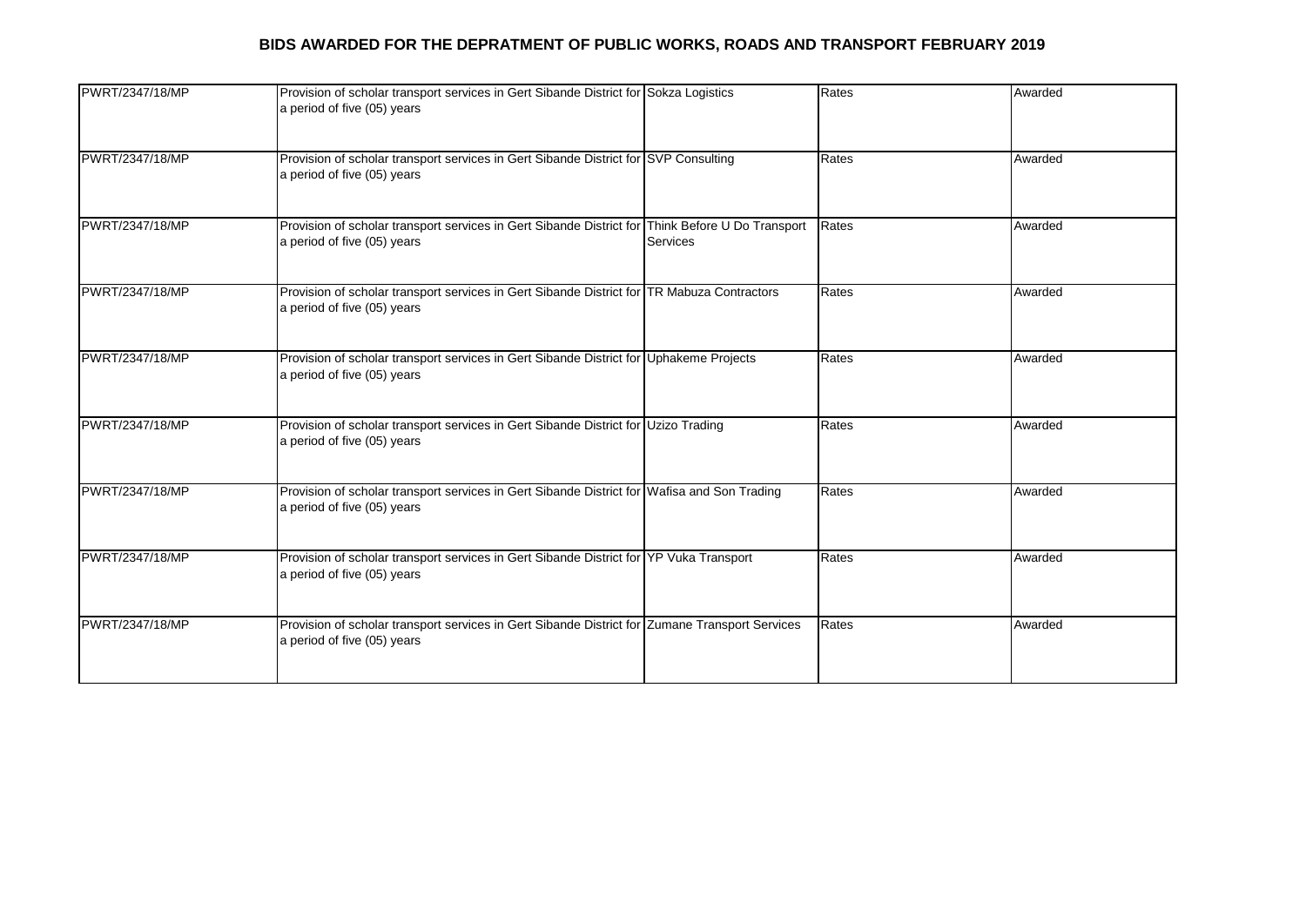## BIDS AWARDED FOR THE DEPRATMENT OF PUBLIC WORKS, ROADS AND TRANSPORT FEBRUARY 2019

| | | | | |
|---|---|---|---|---|
| PWRT/2347/18/MP | Provision of scholar transport services in Gert Sibande District for a period of five (05) years | Sokza Logistics | Rates | Awarded |
| PWRT/2347/18/MP | Provision of scholar transport services in Gert Sibande District for a period of five (05) years | SVP Consulting | Rates | Awarded |
| PWRT/2347/18/MP | Provision of scholar transport services in Gert Sibande District for a period of five (05) years | Think Before U Do Transport Services | Rates | Awarded |
| PWRT/2347/18/MP | Provision of scholar transport services in Gert Sibande District for a period of five (05) years | TR Mabuza Contractors | Rates | Awarded |
| PWRT/2347/18/MP | Provision of scholar transport services in Gert Sibande District for a period of five (05) years | Uphakeme Projects | Rates | Awarded |
| PWRT/2347/18/MP | Provision of scholar transport services in Gert Sibande District for a period of five (05) years | Uzizo Trading | Rates | Awarded |
| PWRT/2347/18/MP | Provision of scholar transport services in Gert Sibande District for a period of five (05) years | Wafisa and Son Trading | Rates | Awarded |
| PWRT/2347/18/MP | Provision of scholar transport services in Gert Sibande District for a period of five (05) years | YP Vuka Transport | Rates | Awarded |
| PWRT/2347/18/MP | Provision of scholar transport services in Gert Sibande District for a period of five (05) years | Zumane Transport Services | Rates | Awarded |